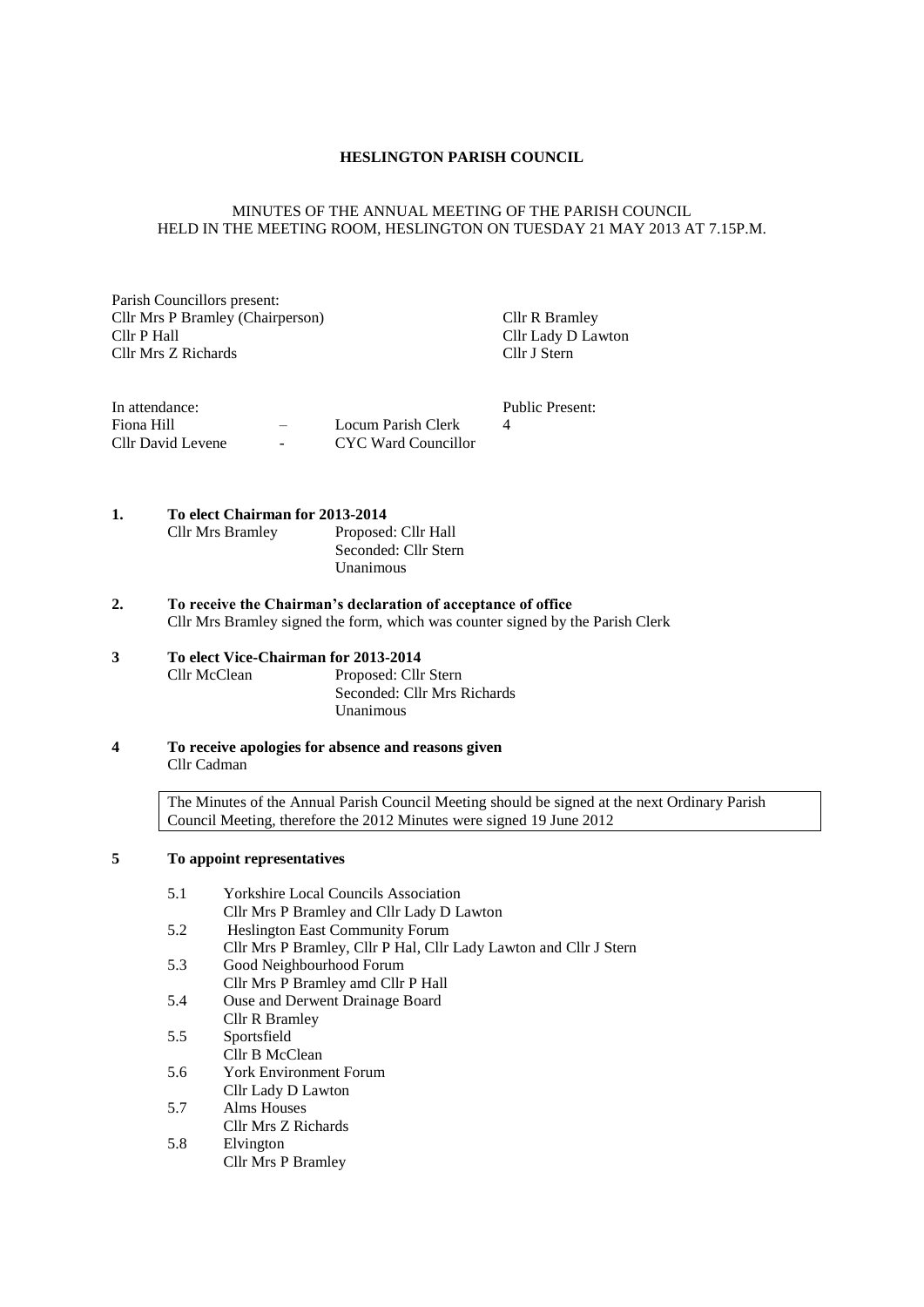**HESLINGTON PARISH COUNCIL**

MINUTES OF THE ANNUAL MEETING OF THE PARISH COUNCIL
HELD IN THE MEETING ROOM, HESLINGTON ON TUESDAY 21 MAY 2013 AT 7.15P.M.

Parish Councillors present:

| | |
|---|---|
| Cllr Mrs P Bramley (Chairperson) | Cllr R Bramley |
| Cllr P Hall | Cllr Lady D Lawton |
| Cllr Mrs Z Richards | Cllr J Stern |

| In attendance: | | | Public Present: |
|---|---|---|---|
| Fiona Hill | – | Locum Parish Clerk | 4 |
| Cllr David Levene | - | CYC Ward Councillor | |

**1. To elect Chairman for 2013-2014**

Cllr Mrs Bramley — Proposed: Cllr Hall
Seconded: Cllr Stern
Unanimous

**2. To receive the Chairman's declaration of acceptance of office**

Cllr Mrs Bramley signed the form, which was counter signed by the Parish Clerk

**3 To elect Vice-Chairman for 2013-2014**

Cllr McClean — Proposed: Cllr Stern
Seconded: Cllr Mrs Richards
Unanimous

**4 To receive apologies for absence and reasons given**

Cllr Cadman

> The Minutes of the Annual Parish Council Meeting should be signed at the next Ordinary Parish Council Meeting, therefore the 2012 Minutes were signed 19 June 2012

**5 To appoint representatives**

5.1 Yorkshire Local Councils Association
Cllr Mrs P Bramley and Cllr Lady D Lawton

5.2 Heslington East Community Forum
Cllr Mrs P Bramley, Cllr P Hal, Cllr Lady Lawton and Cllr J Stern

5.3 Good Neighbourhood Forum
Cllr Mrs P Bramley amd Cllr P Hall

5.4 Ouse and Derwent Drainage Board
Cllr R Bramley

5.5 Sportsfield
Cllr B McClean

5.6 York Environment Forum
Cllr Lady D Lawton

5.7 Alms Houses
Cllr Mrs Z Richards

5.8 Elvington
Cllr Mrs P Bramley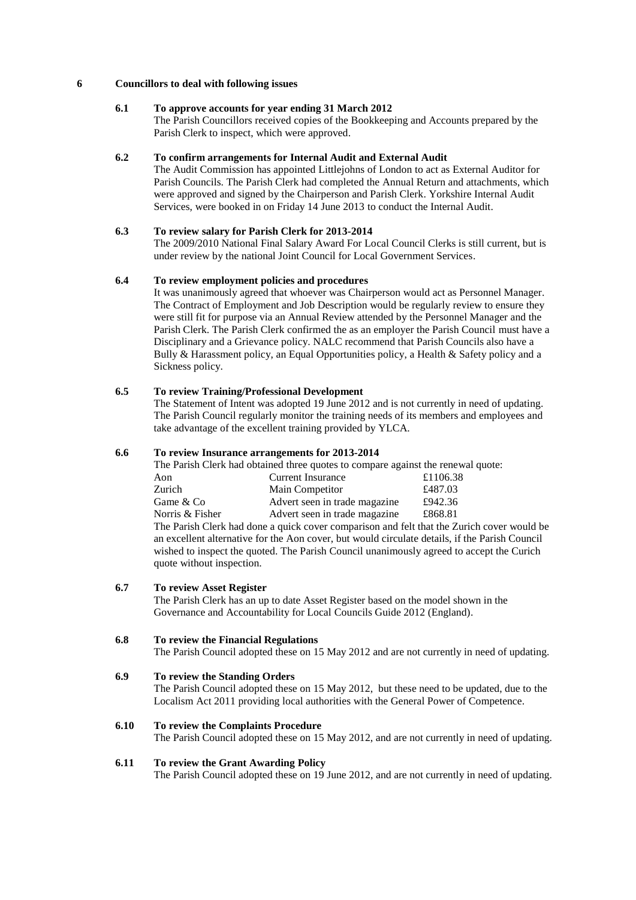**6 Councillors to deal with following issues**

**6.1 To approve accounts for year ending 31 March 2012**

The Parish Councillors received copies of the Bookkeeping and Accounts prepared by the Parish Clerk to inspect, which were approved.

**6.2 To confirm arrangements for Internal Audit and External Audit**

The Audit Commission has appointed Littlejohns of London to act as External Auditor for Parish Councils. The Parish Clerk had completed the Annual Return and attachments, which were approved and signed by the Chairperson and Parish Clerk. Yorkshire Internal Audit Services, were booked in on Friday 14 June 2013 to conduct the Internal Audit.

**6.3 To review salary for Parish Clerk for 2013-2014**

The 2009/2010 National Final Salary Award For Local Council Clerks is still current, but is under review by the national Joint Council for Local Government Services.

**6.4 To review employment policies and procedures**

It was unanimously agreed that whoever was Chairperson would act as Personnel Manager. The Contract of Employment and Job Description would be regularly review to ensure they were still fit for purpose via an Annual Review attended by the Personnel Manager and the Parish Clerk. The Parish Clerk confirmed the as an employer the Parish Council must have a Disciplinary and a Grievance policy. NALC recommend that Parish Councils also have a Bully & Harassment policy, an Equal Opportunities policy, a Health & Safety policy and a Sickness policy.

**6.5 To review Training/Professional Development**

The Statement of Intent was adopted 19 June 2012 and is not currently in need of updating. The Parish Council regularly monitor the training needs of its members and employees and take advantage of the excellent training provided by YLCA.

**6.6 To review Insurance arrangements for 2013-2014**

The Parish Clerk had obtained three quotes to compare against the renewal quote:

| | | |
|---|---|---|
| Aon | Current Insurance | £1106.38 |
| Zurich | Main Competitor | £487.03 |
| Game & Co | Advert seen in trade magazine | £942.36 |
| Norris & Fisher | Advert seen in trade magazine | £868.81 |

The Parish Clerk had done a quick cover comparison and felt that the Zurich cover would be an excellent alternative for the Aon cover, but would circulate details, if the Parish Council wished to inspect the quoted. The Parish Council unanimously agreed to accept the Curich quote without inspection.

**6.7 To review Asset Register**

The Parish Clerk has an up to date Asset Register based on the model shown in the Governance and Accountability for Local Councils Guide 2012 (England).

**6.8 To review the Financial Regulations**

The Parish Council adopted these on 15 May 2012 and are not currently in need of updating.

**6.9 To review the Standing Orders**

The Parish Council adopted these on 15 May 2012, but these need to be updated, due to the Localism Act 2011 providing local authorities with the General Power of Competence.

**6.10 To review the Complaints Procedure**

The Parish Council adopted these on 15 May 2012, and are not currently in need of updating.

**6.11 To review the Grant Awarding Policy**

The Parish Council adopted these on 19 June 2012, and are not currently in need of updating.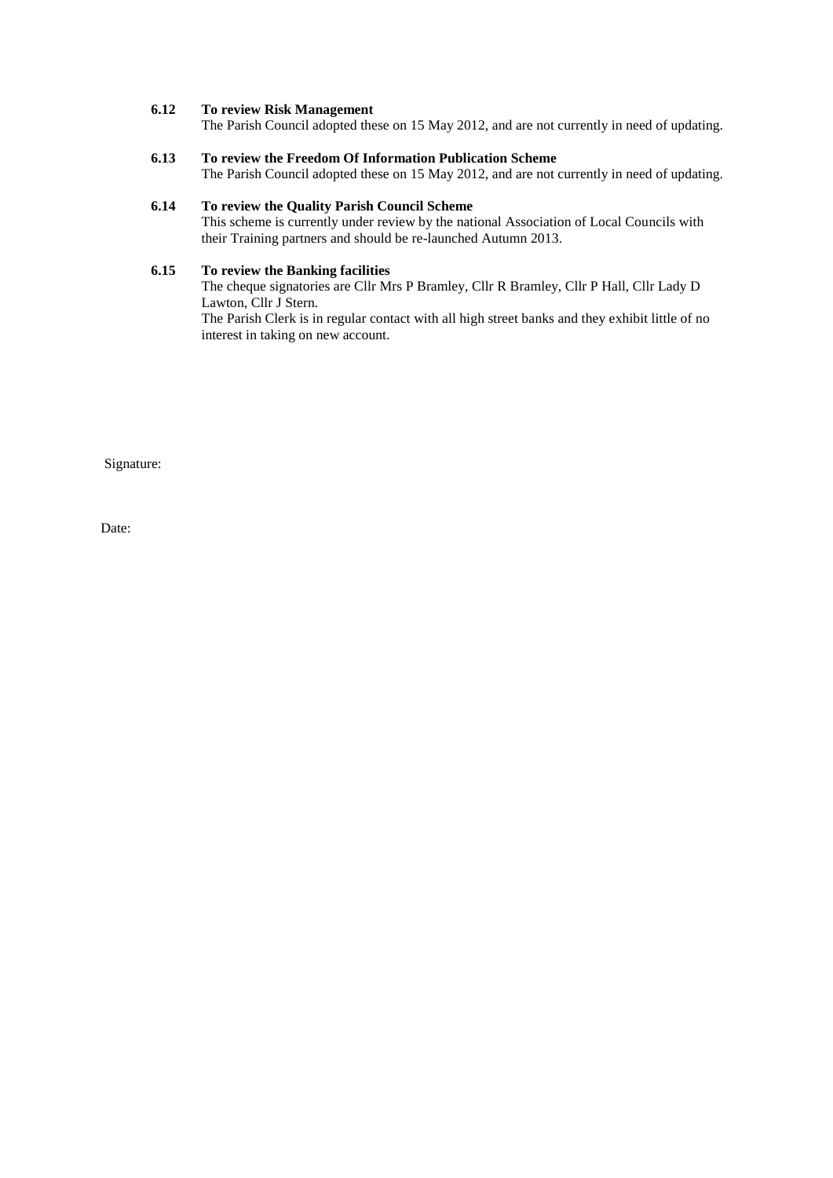**6.12 To review Risk Management**

The Parish Council adopted these on 15 May 2012, and are not currently in need of updating.

**6.13 To review the Freedom Of Information Publication Scheme**

The Parish Council adopted these on 15 May 2012, and are not currently in need of updating.

**6.14 To review the Quality Parish Council Scheme**

This scheme is currently under review by the national Association of Local Councils with their Training partners and should be re-launched Autumn 2013.

**6.15 To review the Banking facilities**

The cheque signatories are Cllr Mrs P Bramley, Cllr R Bramley, Cllr P Hall, Cllr Lady D Lawton, Cllr J Stern.

The Parish Clerk is in regular contact with all high street banks and they exhibit little of no interest in taking on new account.

Signature:

Date: